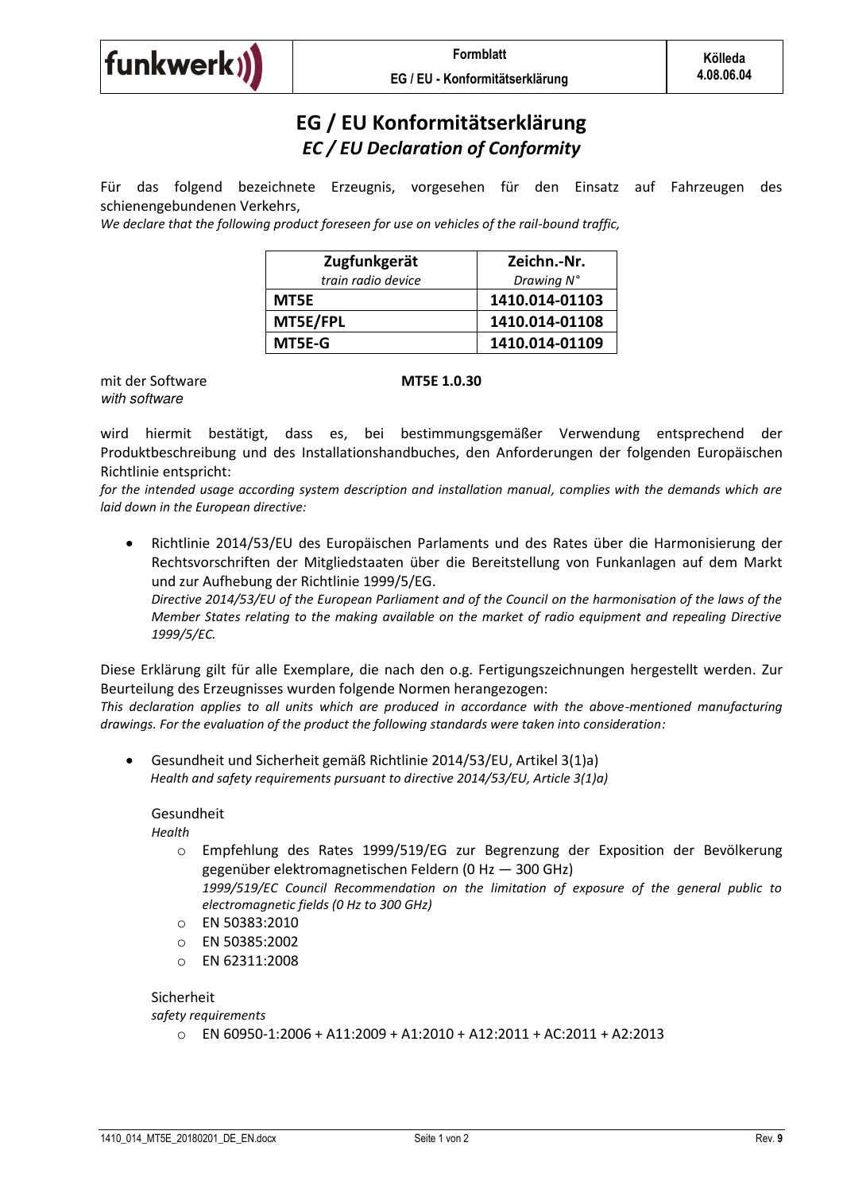| funkwerk | Formblatt<br>EG / EU - Konformitätserklärung | Kölleda<br>4.08.06.04 |
|---|---|---|

# EG / EU Konformitätserklärung
## *EC / EU Declaration of Conformity*

Für das folgend bezeichnete Erzeugnis, vorgesehen für den Einsatz auf Fahrzeugen des schienengebundenen Verkehrs,
*We declare that the following product foreseen for use on vehicles of the rail-bound traffic,*

| **Zugfunkgerät**<br>*train radio device* | **Zeichn.-Nr.**<br>*Drawing N°* |
|---|---|
| **MT5E** | **1410.014-01103** |
| **MT5E/FPL** | **1410.014-01108** |
| **MT5E-G** | **1410.014-01109** |

mit der Software **MT5E 1.0.30**
*with software*

wird hiermit bestätigt, dass es, bei bestimmungsgemäßer Verwendung entsprechend der Produktbeschreibung und des Installationshandbuches, den Anforderungen der folgenden Europäischen Richtlinie entspricht:
*for the intended usage according system description and installation manual, complies with the demands which are laid down in the European directive:*

- Richtlinie 2014/53/EU des Europäischen Parlaments und des Rates über die Harmonisierung der Rechtsvorschriften der Mitgliedstaaten über die Bereitstellung von Funkanlagen auf dem Markt und zur Aufhebung der Richtlinie 1999/5/EG.
  *Directive 2014/53/EU of the European Parliament and of the Council on the harmonisation of the laws of the Member States relating to the making available on the market of radio equipment and repealing Directive 1999/5/EC.*

Diese Erklärung gilt für alle Exemplare, die nach den o.g. Fertigungszeichnungen hergestellt werden. Zur Beurteilung des Erzeugnisses wurden folgende Normen herangezogen:
*This declaration applies to all units which are produced in accordance with the above-mentioned manufacturing drawings. For the evaluation of the product the following standards were taken into consideration:*

- Gesundheit und Sicherheit gemäß Richtlinie 2014/53/EU, Artikel 3(1)a)
  *Health and safety requirements pursuant to directive 2014/53/EU, Article 3(1)a)*

  Gesundheit
  *Health*
  - Empfehlung des Rates 1999/519/EG zur Begrenzung der Exposition der Bevölkerung gegenüber elektromagnetischen Feldern (0 Hz — 300 GHz)
    *1999/519/EC Council Recommendation on the limitation of exposure of the general public to electromagnetic fields (0 Hz to 300 GHz)*
  - EN 50383:2010
  - EN 50385:2002
  - EN 62311:2008

  Sicherheit
  *safety requirements*
  - EN 60950-1:2006 + A11:2009 + A1:2010 + A12:2011 + AC:2011 + A2:2013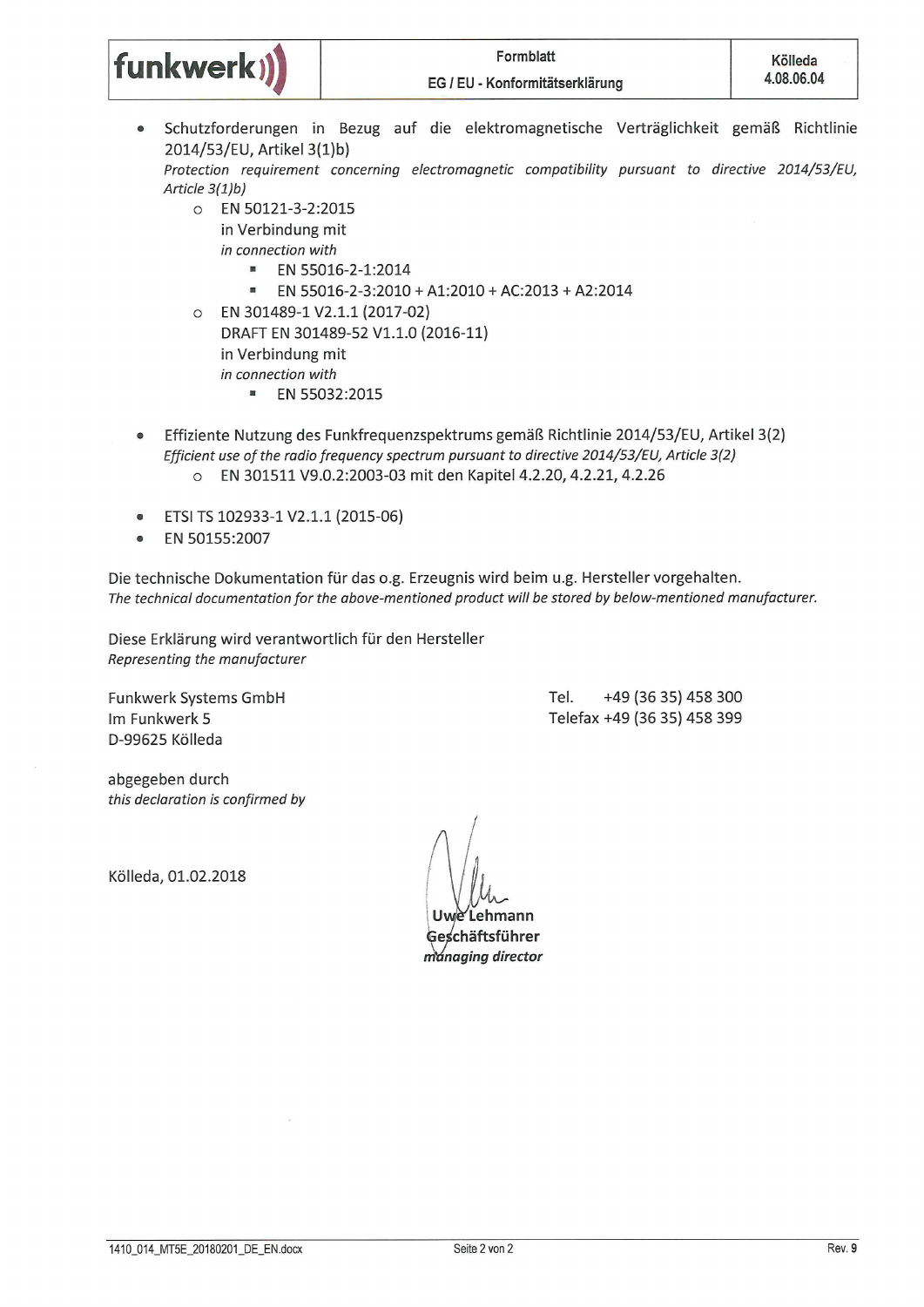- Schutzforderungen in Bezug auf die elektromagnetische Verträglichkeit gemäß Richtlinie 2014/53/EU, Artikel 3(1)b)
  *Protection requirement concerning electromagnetic compatibility pursuant to directive 2014/53/EU, Article 3(1)b)*
  - EN 50121-3-2:2015
    in Verbindung mit
    *in connection with*
    - EN 55016-2-1:2014
    - EN 55016-2-3:2010 + A1:2010 + AC:2013 + A2:2014
  - EN 301489-1 V2.1.1 (2017-02)
    DRAFT EN 301489-52 V1.1.0 (2016-11)
    in Verbindung mit
    *in connection with*
    - EN 55032:2015

- Effiziente Nutzung des Funkfrequenzspektrums gemäß Richtlinie 2014/53/EU, Artikel 3(2)
  *Efficient use of the radio frequency spectrum pursuant to directive 2014/53/EU, Article 3(2)*
  - EN 301511 V9.0.2:2003-03 mit den Kapitel 4.2.20, 4.2.21, 4.2.26

- ETSI TS 102933-1 V2.1.1 (2015-06)
- EN 50155:2007

Die technische Dokumentation für das o.g. Erzeugnis wird beim u.g. Hersteller vorgehalten.
*The technical documentation for the above-mentioned product will be stored by below-mentioned manufacturer.*

Diese Erklärung wird verantwortlich für den Hersteller
*Representing the manufacturer*

Funkwerk Systems GmbH
Im Funkwerk 5
D-99625 Kölleda

Tel. +49 (36 35) 458 300
Telefax +49 (36 35) 458 399

abgegeben durch
*this declaration is confirmed by*

Kölleda, 01.02.2018

**Uwe Lehmann**
**Geschäftsführer**
***managing director***